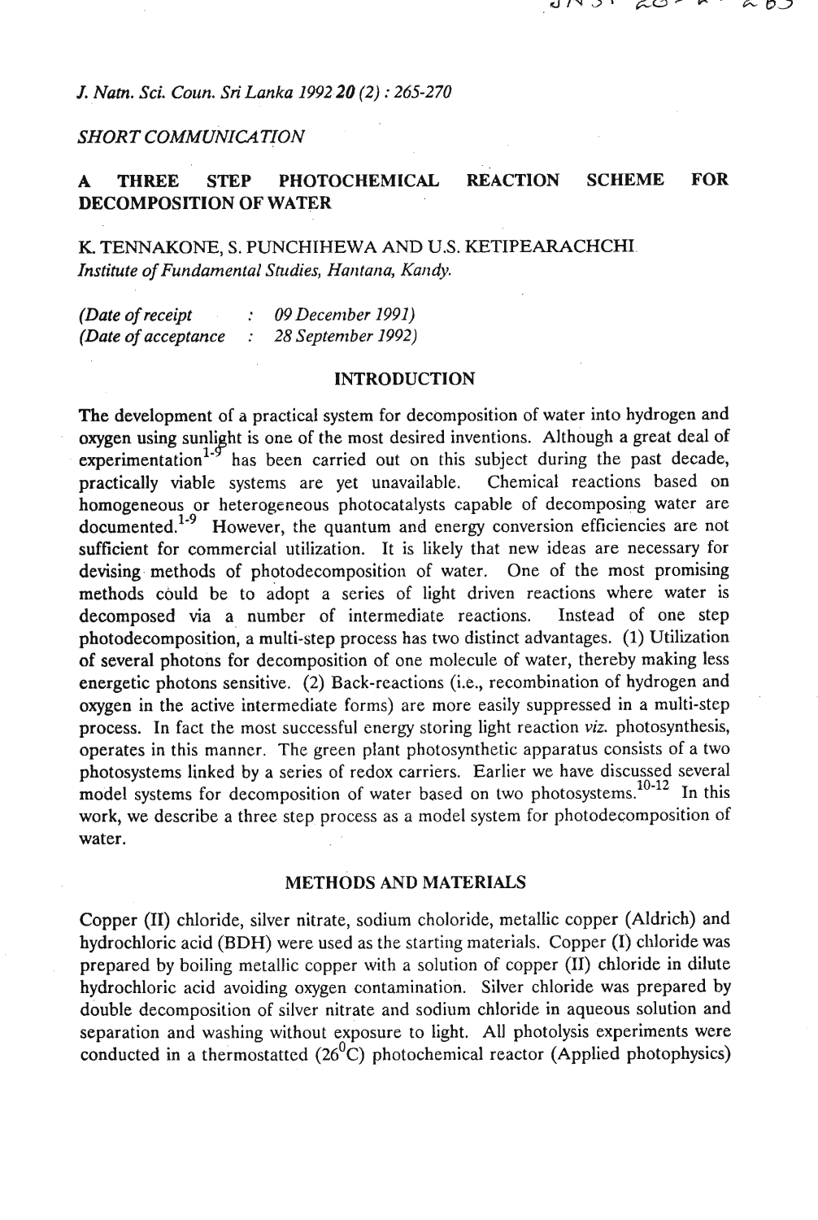*J. Natn. Sci. Coun. Sri Lanka 1992 20 (2) : 265-270*

*SHORT COMMUNICATION*

# A THREE STEP PHOTOCHEMICAL REACTION SCHEME FOR DECOMPOSITION OF WATER

K. TENNAKONE, S. PUNCHIHEWA AND U.S. KETIPEARACHCHI
*Institute of Fundamental Studies, Hantana, Kandy.*

*(Date of receipt : 09 December 1991)*
*(Date of acceptance : 28 September 1992)*

## INTRODUCTION

The development of a practical system for decomposition of water into hydrogen and oxygen using sunlight is one of the most desired inventions. Although a great deal of experimentation[1-9] has been carried out on this subject during the past decade, practically viable systems are yet unavailable. Chemical reactions based on homogeneous or heterogeneous photocatalysts capable of decomposing water are documented.[1-9] However, the quantum and energy conversion efficiencies are not sufficient for commercial utilization. It is likely that new ideas are necessary for devising methods of photodecomposition of water. One of the most promising methods could be to adopt a series of light driven reactions where water is decomposed via a number of intermediate reactions. Instead of one step photodecomposition, a multi-step process has two distinct advantages. (1) Utilization of several photons for decomposition of one molecule of water, thereby making less energetic photons sensitive. (2) Back-reactions (i.e., recombination of hydrogen and oxygen in the active intermediate forms) are more easily suppressed in a multi-step process. In fact the most successful energy storing light reaction *viz.* photosynthesis, operates in this manner. The green plant photosynthetic apparatus consists of a two photosystems linked by a series of redox carriers. Earlier we have discussed several model systems for decomposition of water based on two photosystems.[10-12] In this work, we describe a three step process as a model system for photodecomposition of water.

## METHODS AND MATERIALS

Copper (II) chloride, silver nitrate, sodium choloride, metallic copper (Aldrich) and hydrochloric acid (BDH) were used as the starting materials. Copper (I) chloride was prepared by boiling metallic copper with a solution of copper (II) chloride in dilute hydrochloric acid avoiding oxygen contamination. Silver chloride was prepared by double decomposition of silver nitrate and sodium chloride in aqueous solution and separation and washing without exposure to light. All photolysis experiments were conducted in a thermostatted (26$^{0}$C) photochemical reactor (Applied photophysics)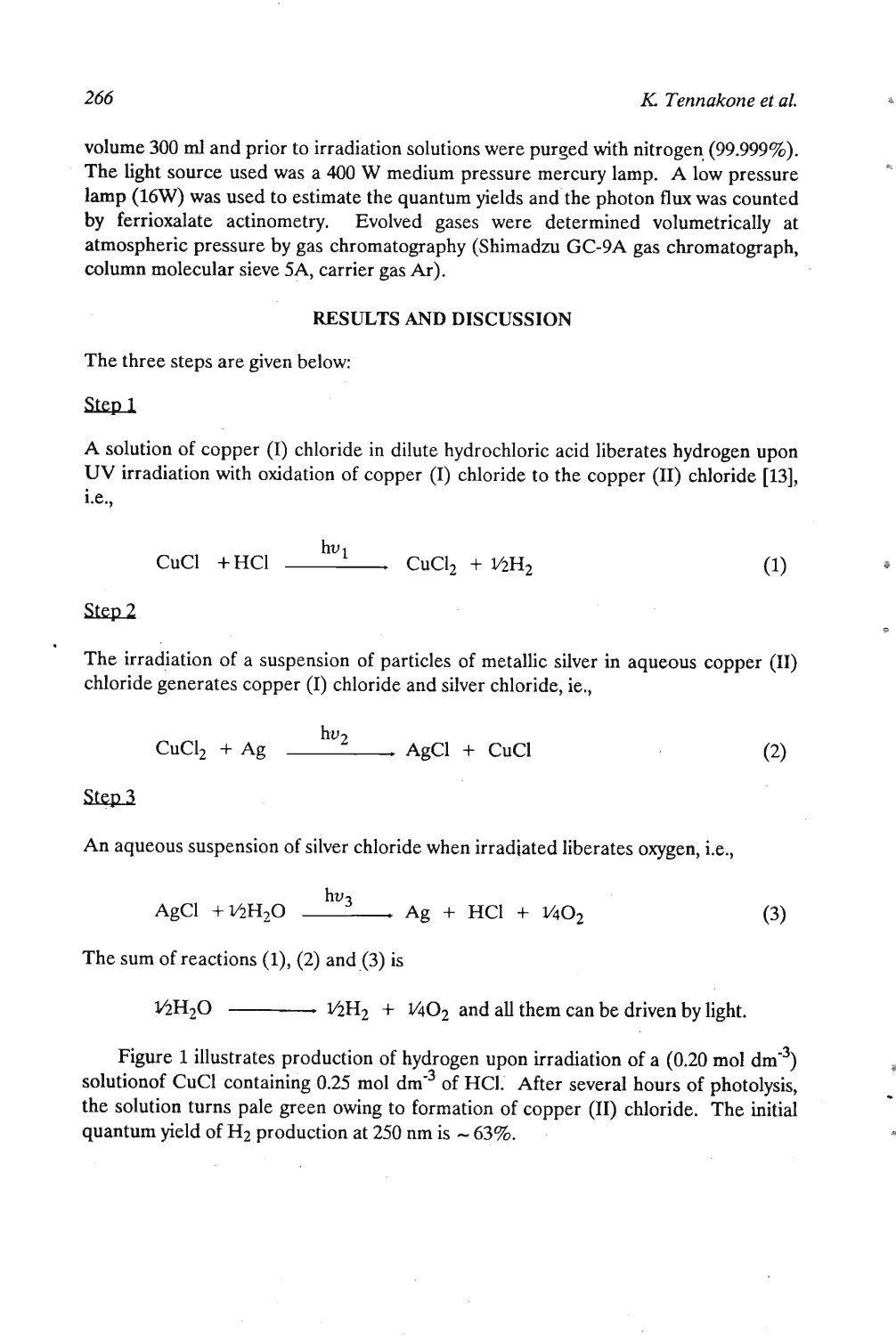volume 300 ml and prior to irradiation solutions were purged with nitrogen (99.999%). The light source used was a 400 W medium pressure mercury lamp. A low pressure lamp (16W) was used to estimate the quantum yields and the photon flux was counted by ferrioxalate actinometry. Evolved gases were determined volumetrically at atmospheric pressure by gas chromatography (Shimadzu GC-9A gas chromatograph, column molecular sieve 5A, carrier gas Ar).

## RESULTS AND DISCUSSION

The three steps are given below:

Step 1

A solution of copper (I) chloride in dilute hydrochloric acid liberates hydrogen upon UV irradiation with oxidation of copper (I) chloride to the copper (II) chloride [13], i.e.,

$$CuCl + HCl \xrightarrow{h\upsilon_1} CuCl_2 + ½H_2 \quad (1)$$

Step 2

The irradiation of a suspension of particles of metallic silver in aqueous copper (II) chloride generates copper (I) chloride and silver chloride, ie.,

$$CuCl_2 + Ag \xrightarrow{h\upsilon_2} AgCl + CuCl \quad (2)$$

Step 3

An aqueous suspension of silver chloride when irradiated liberates oxygen, i.e.,

$$AgCl + ½H_2O \xrightarrow{h\upsilon_3} Ag + HCl + ¼O_2 \quad (3)$$

The sum of reactions (1), (2) and (3) is

$$½H_2O \longrightarrow ½H_2 + ¼O_2$$ and all them can be driven by light.

Figure 1 illustrates production of hydrogen upon irradiation of a (0.20 mol $dm^{-3}$) solutionof CuCl containing 0.25 mol $dm^{-3}$ of HCl. After several hours of photolysis, the solution turns pale green owing to formation of copper (II) chloride. The initial quantum yield of $H_2$ production at 250 nm is ~ 63%.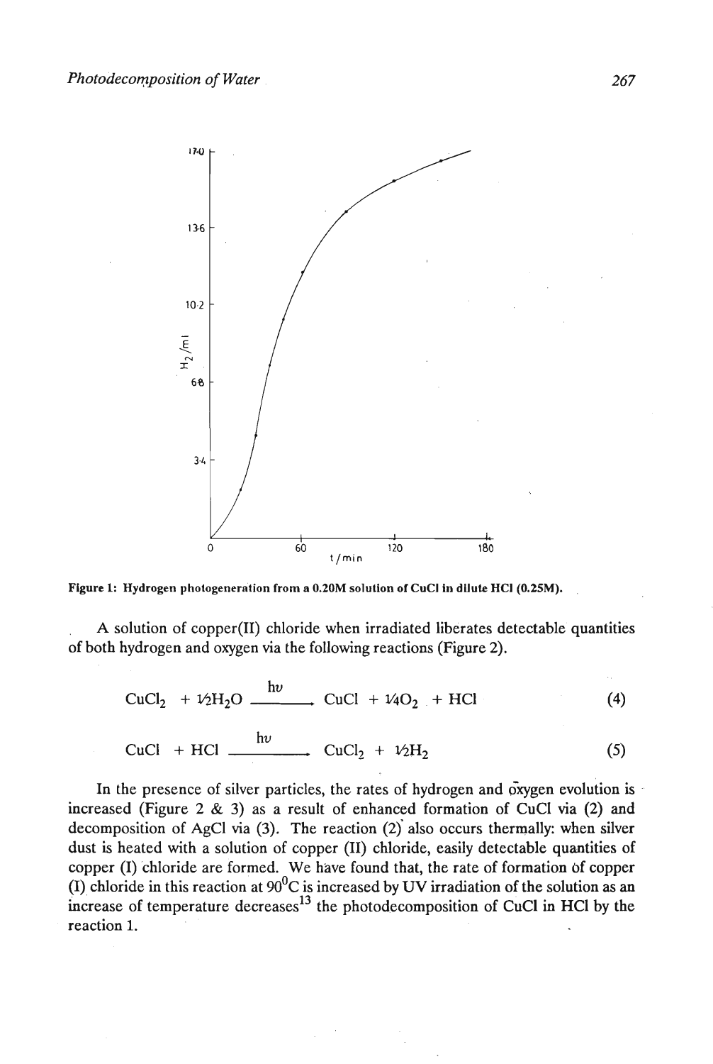Figure 1: Hydrogen photogeneration from a 0.20M solution of CuCl in dilute HCl (0.25M).

A solution of copper(II) chloride when irradiated liberates detectable quantities of both hydrogen and oxygen via the following reactions (Figure 2).

$$CuCl_2 + \frac{1}{2}H_2O \xrightarrow{h\upsilon} CuCl + \frac{1}{4}O_2 + HCl \tag{4}$$

$$CuCl + HCl \xrightarrow{h\upsilon} CuCl_2 + \frac{1}{2}H_2 \tag{5}$$

In the presence of silver particles, the rates of hydrogen and oxygen evolution is increased (Figure 2 & 3) as a result of enhanced formation of CuCl via (2) and decomposition of AgCl via (3). The reaction (2) also occurs thermally: when silver dust is heated with a solution of copper (II) chloride, easily detectable quantities of copper (I) chloride are formed. We have found that, the rate of formation of copper (I) chloride in this reaction at 90$^0$C is increased by UV irradiation of the solution as an increase of temperature decreases[13] the photodecomposition of CuCl in HCl by the reaction 1.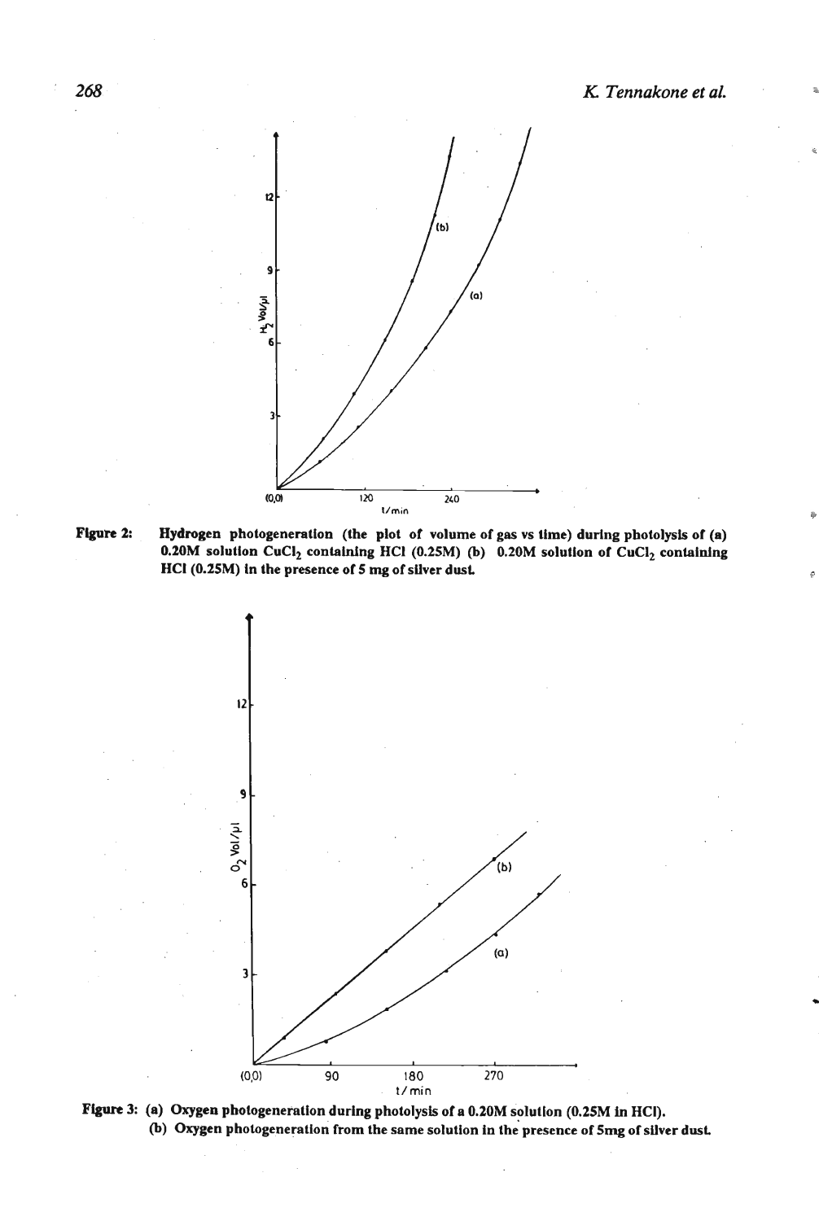**Figure 2:** Hydrogen photogeneration (the plot of volume of gas vs time) during photolysis of (a) 0.20M solution $CuCl_2$ containing HCl (0.25M) (b) 0.20M solution of $CuCl_2$ containing HCl (0.25M) in the presence of 5 mg of silver dust.

**Figure 3:** (a) Oxygen photogeneration during photolysis of a 0.20M solution (0.25M in HCl).
(b) Oxygen photogeneration from the same solution in the presence of 5mg of silver dust.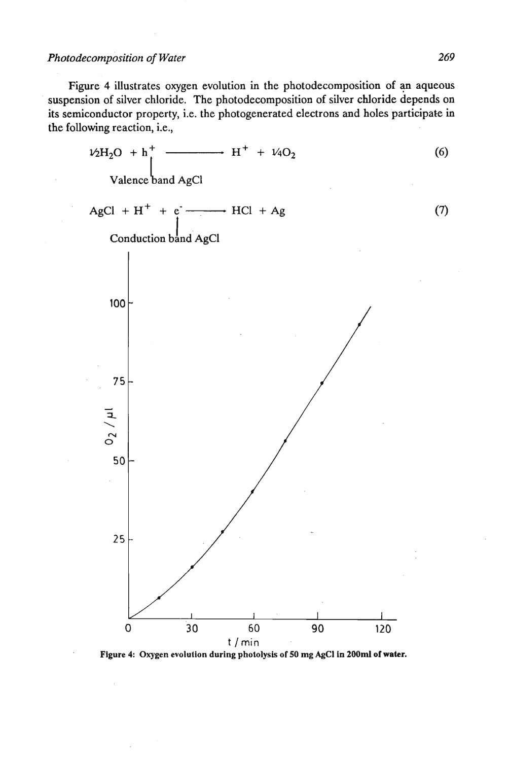Figure 4 illustrates oxygen evolution in the photodecomposition of an aqueous suspension of silver chloride. The photodecomposition of silver chloride depends on its semiconductor property, i.e. the photogenerated electrons and holes participate in the following reaction, i.e.,

$$\underset{\text{Valence band AgCl}}{\tfrac{1}{2}H_2O + h^+} \longrightarrow H^+ + \tfrac{1}{4}O_2 \quad (6)$$

$$\underset{\text{Conduction band AgCl}}{AgCl + H^+ + e^-} \longrightarrow HCl + Ag \quad (7)$$

Figure 4: Oxygen evolution during photolysis of 50 mg AgCl in 200ml of water.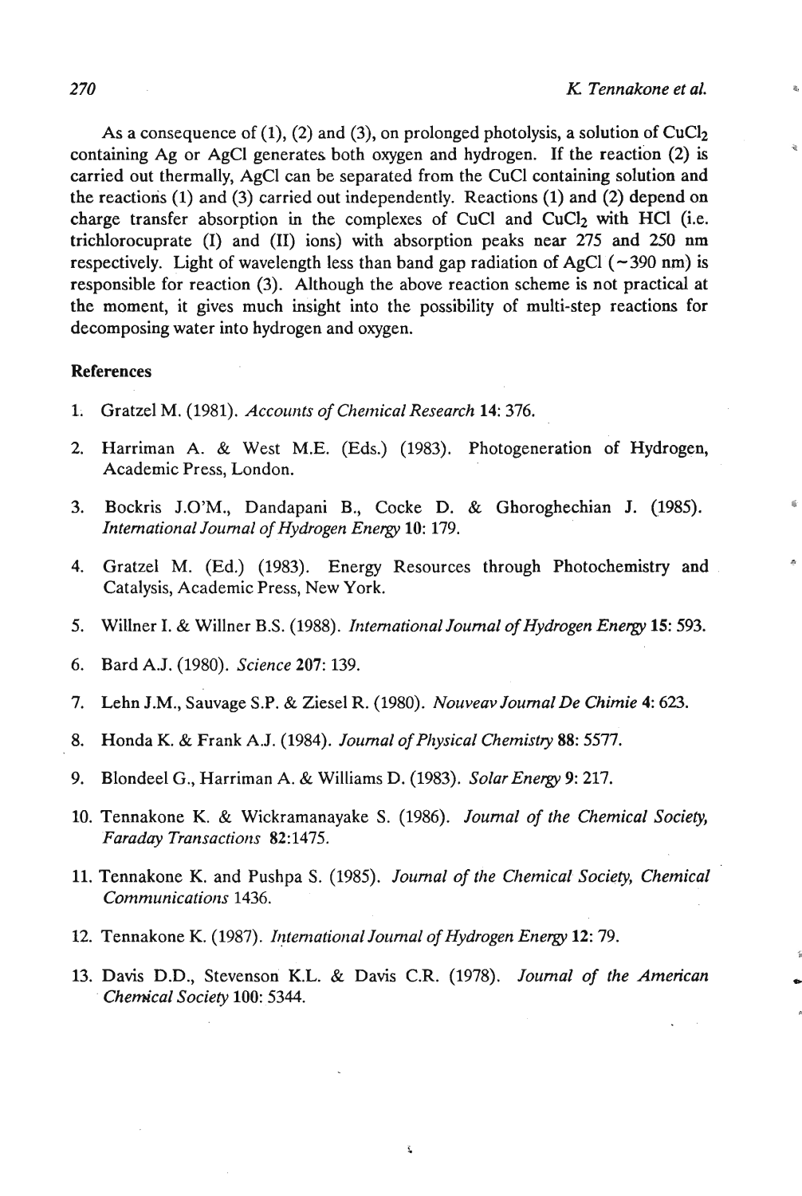As a consequence of (1), (2) and (3), on prolonged photolysis, a solution of $CuCl_2$ containing Ag or AgCl generates both oxygen and hydrogen. If the reaction (2) is carried out thermally, AgCl can be separated from the CuCl containing solution and the reactions (1) and (3) carried out independently. Reactions (1) and (2) depend on charge transfer absorption in the complexes of CuCl and $CuCl_2$ with HCl (i.e. trichlorocuprate (I) and (II) ions) with absorption peaks near 275 and 250 nm respectively. Light of wavelength less than band gap radiation of AgCl ($\sim$390 nm) is responsible for reaction (3). Although the above reaction scheme is not practical at the moment, it gives much insight into the possibility of multi-step reactions for decomposing water into hydrogen and oxygen.

## References

1. Gratzel M. (1981). *Accounts of Chemical Research* **14**: 376.
2. Harriman A. & West M.E. (Eds.) (1983). Photogeneration of Hydrogen, Academic Press, London.
3. Bockris J.O'M., Dandapani B., Cocke D. & Ghoroghechian J. (1985). *International Journal of Hydrogen Energy* **10**: 179.
4. Gratzel M. (Ed.) (1983). Energy Resources through Photochemistry and Catalysis, Academic Press, New York.
5. Willner I. & Willner B.S. (1988). *International Journal of Hydrogen Energy* **15**: 593.
6. Bard A.J. (1980). *Science* **207**: 139.
7. Lehn J.M., Sauvage S.P. & Ziesel R. (1980). *Nouveav Journal De Chimie* **4**: 623.
8. Honda K. & Frank A.J. (1984). *Journal of Physical Chemistry* **88**: 5577.
9. Blondeel G., Harriman A. & Williams D. (1983). *Solar Energy* **9**: 217.
10. Tennakone K. & Wickramanayake S. (1986). *Journal of the Chemical Society, Faraday Transactions* **82**:1475.
11. Tennakone K. and Pushpa S. (1985). *Journal of the Chemical Society, Chemical Communications* 1436.
12. Tennakone K. (1987). *International Journal of Hydrogen Energy* **12**: 79.
13. Davis D.D., Stevenson K.L. & Davis C.R. (1978). *Journal of the American Chemical Society* **100**: 5344.